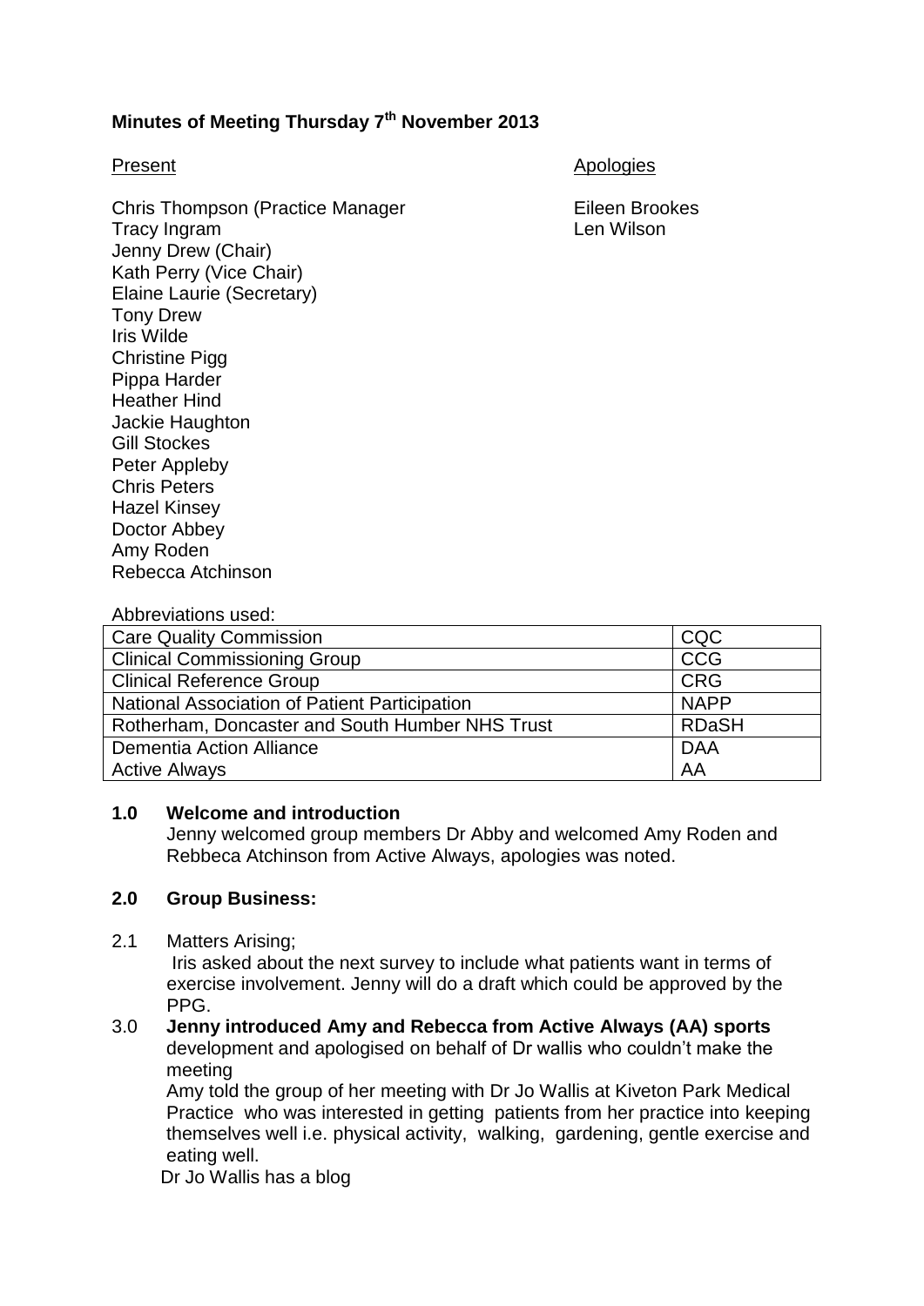**Minutes of Meeting Thursday 7th November 2013**

Present

Chris Thompson (Practice Manager
Tracy Ingram
Jenny Drew (Chair)
Kath Perry (Vice Chair)
Elaine Laurie (Secretary)
Tony Drew
Iris Wilde
Christine Pigg
Pippa Harder
Heather Hind
Jackie Haughton
Gill Stockes
Peter Appleby
Chris Peters
Hazel Kinsey
Doctor Abbey
Amy Roden
Rebecca Atchinson

Apologies

Eileen Brookes
Len Wilson

Abbreviations used:

| | |
|---|---|
| Care Quality Commission | CQC |
| Clinical Commissioning Group | CCG |
| Clinical Reference Group | CRG |
| National Association of Patient Participation | NAPP |
| Rotherham, Doncaster and South Humber NHS Trust | RDaSH |
| Dementia Action Alliance | DAA |
| Active Always | AA |

**1.0 Welcome and introduction**

Jenny welcomed group members Dr Abby and welcomed Amy Roden and Rebbeca Atchinson from Active Always, apologies was noted.

**2.0 Group Business:**

2.1 Matters Arising;

Iris asked about the next survey to include what patients want in terms of exercise involvement. Jenny will do a draft which could be approved by the PPG.

3.0 **Jenny introduced Amy and Rebecca from Active Always (AA) sports** development and apologised on behalf of Dr wallis who couldn't make the meeting

Amy told the group of her meeting with Dr Jo Wallis at Kiveton Park Medical Practice who was interested in getting patients from her practice into keeping themselves well i.e. physical activity, walking, gardening, gentle exercise and eating well.

Dr Jo Wallis has a blog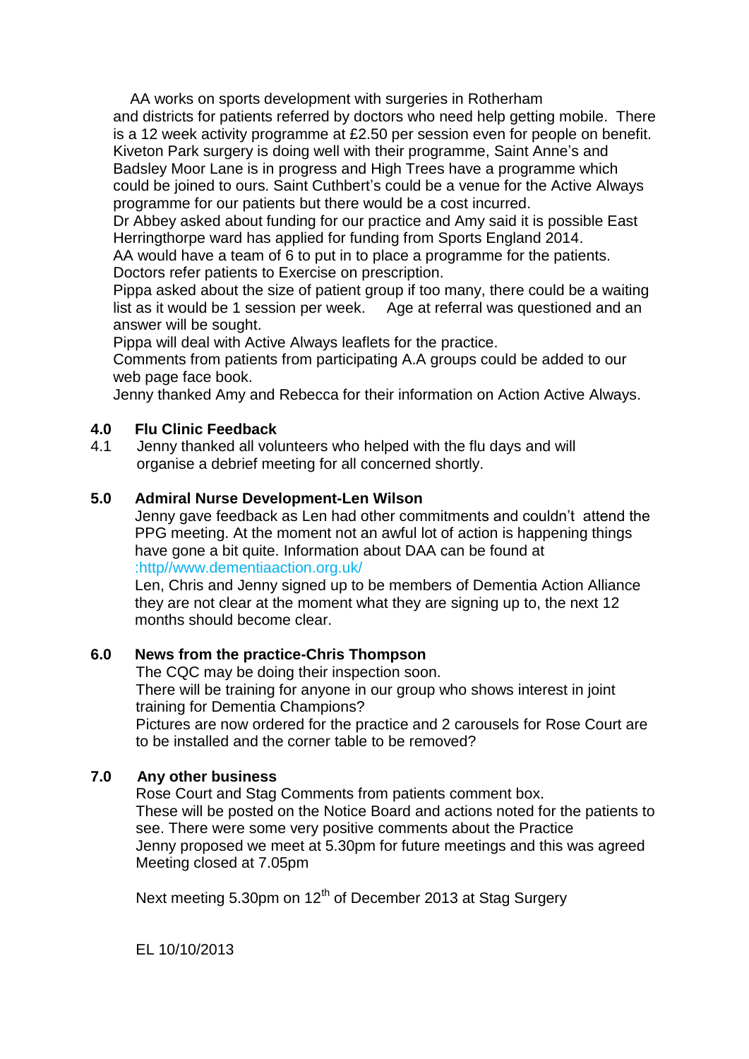AA works on sports development with surgeries in Rotherham and districts for patients referred by doctors who need help getting mobile. There is a 12 week activity programme at £2.50 per session even for people on benefit. Kiveton Park surgery is doing well with their programme, Saint Anne's and Badsley Moor Lane is in progress and High Trees have a programme which could be joined to ours. Saint Cuthbert's could be a venue for the Active Always programme for our patients but there would be a cost incurred.
Dr Abbey asked about funding for our practice and Amy said it is possible East Herringthorpe ward has applied for funding from Sports England 2014.
AA would have a team of 6 to put in to place a programme for the patients. Doctors refer patients to Exercise on prescription.
Pippa asked about the size of patient group if too many, there could be a waiting list as it would be 1 session per week. Age at referral was questioned and an answer will be sought.
Pippa will deal with Active Always leaflets for the practice.
Comments from patients from participating A.A groups could be added to our web page face book.
Jenny thanked Amy and Rebecca for their information on Action Active Always.

## 4.0 Flu Clinic Feedback

4.1 Jenny thanked all volunteers who helped with the flu days and will organise a debrief meeting for all concerned shortly.

## 5.0 Admiral Nurse Development-Len Wilson

Jenny gave feedback as Len had other commitments and couldn't attend the PPG meeting. At the moment not an awful lot of action is happening things have gone a bit quite. Information about DAA can be found at :http//www.dementiaaction.org.uk/

Len, Chris and Jenny signed up to be members of Dementia Action Alliance they are not clear at the moment what they are signing up to, the next 12 months should become clear.

## 6.0 News from the practice-Chris Thompson

The CQC may be doing their inspection soon.
There will be training for anyone in our group who shows interest in joint training for Dementia Champions?
Pictures are now ordered for the practice and 2 carousels for Rose Court are to be installed and the corner table to be removed?

## 7.0 Any other business

Rose Court and Stag Comments from patients comment box.
These will be posted on the Notice Board and actions noted for the patients to see. There were some very positive comments about the Practice
Jenny proposed we meet at 5.30pm for future meetings and this was agreed
Meeting closed at 7.05pm

Next meeting 5.30pm on 12th of December 2013 at Stag Surgery

EL 10/10/2013